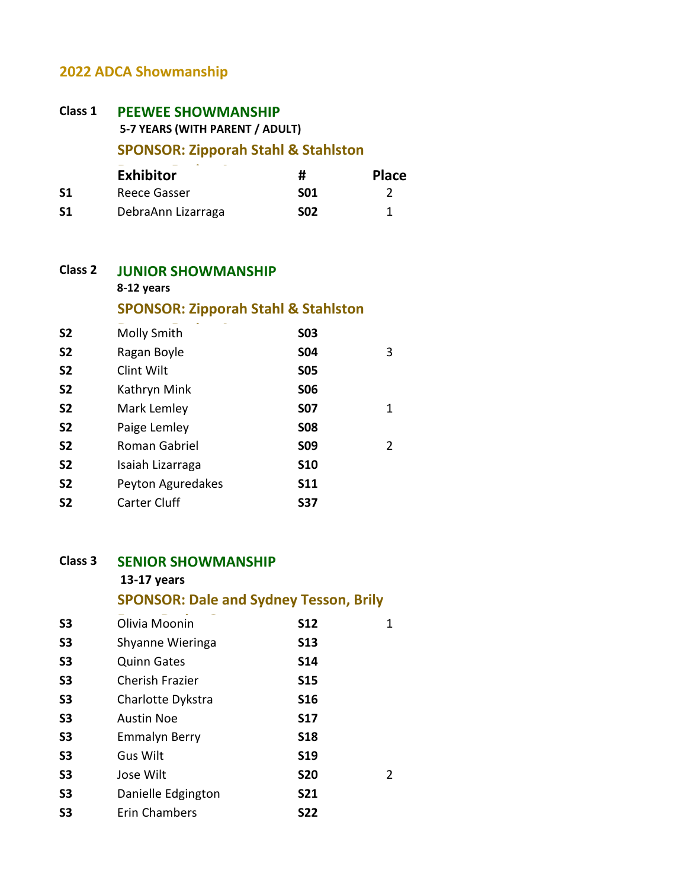# 2022 ADCA Showmanship

## Class 1 PEEWEE SHOWMANSHIP

**5-7 YEARS (WITH PARENT / ADULT)**

**SPONSOR: Zipporah Stahl & Stahlston**

| | Exhibitor | # | Place |
|---|---|---|---|
| S1 | Reece Gasser | S01 | 2 |
| S1 | DebraAnn Lizarraga | S02 | 1 |

## Class 2 JUNIOR SHOWMANSHIP

**8-12 years**

**SPONSOR: Zipporah Stahl & Stahlston**

| | Exhibitor | # | Place |
|---|---|---|---|
| S2 | Molly Smith | S03 | |
| S2 | Ragan Boyle | S04 | 3 |
| S2 | Clint Wilt | S05 | |
| S2 | Kathryn Mink | S06 | |
| S2 | Mark Lemley | S07 | 1 |
| S2 | Paige Lemley | S08 | |
| S2 | Roman Gabriel | S09 | 2 |
| S2 | Isaiah Lizarraga | S10 | |
| S2 | Peyton Aguredakes | S11 | |
| S2 | Carter Cluff | S37 | |

## Class 3 SENIOR SHOWMANSHIP

**13-17 years**

**SPONSOR: Dale and Sydney Tesson, Brily**

| | Exhibitor | # | Place |
|---|---|---|---|
| S3 | Olivia Moonin | S12 | 1 |
| S3 | Shyanne Wieringa | S13 | |
| S3 | Quinn Gates | S14 | |
| S3 | Cherish Frazier | S15 | |
| S3 | Charlotte Dykstra | S16 | |
| S3 | Austin Noe | S17 | |
| S3 | Emmalyn Berry | S18 | |
| S3 | Gus Wilt | S19 | |
| S3 | Jose Wilt | S20 | 2 |
| S3 | Danielle Edgington | S21 | |
| S3 | Erin Chambers | S22 | |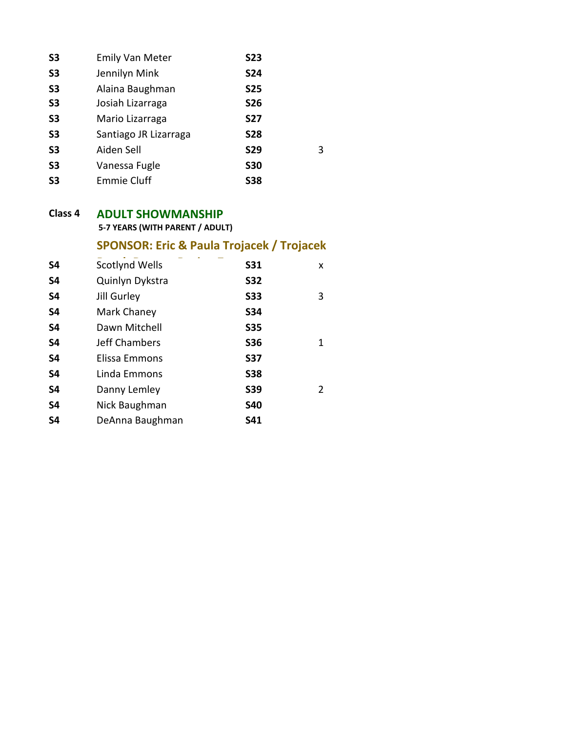| | | | |
|---|---|---|---|
| S3 | Emily Van Meter | S23 | |
| S3 | Jennilyn Mink | S24 | |
| S3 | Alaina Baughman | S25 | |
| S3 | Josiah Lizarraga | S26 | |
| S3 | Mario Lizarraga | S27 | |
| S3 | Santiago JR Lizarraga | S28 | |
| S3 | Aiden Sell | S29 | 3 |
| S3 | Vanessa Fugle | S30 | |
| S3 | Emmie Cluff | S38 | |

**Class 4** **ADULT SHOWMANSHIP**

**5-7 YEARS (WITH PARENT / ADULT)**

**SPONSOR: Eric & Paula Trojacek / Trojacek**

| | | | |
|---|---|---|---|
| S4 | Scotlynd Wells | S31 | x |
| S4 | Quinlyn Dykstra | S32 | |
| S4 | Jill Gurley | S33 | 3 |
| S4 | Mark Chaney | S34 | |
| S4 | Dawn Mitchell | S35 | |
| S4 | Jeff Chambers | S36 | 1 |
| S4 | Elissa Emmons | S37 | |
| S4 | Linda Emmons | S38 | |
| S4 | Danny Lemley | S39 | 2 |
| S4 | Nick Baughman | S40 | |
| S4 | DeAnna Baughman | S41 | |